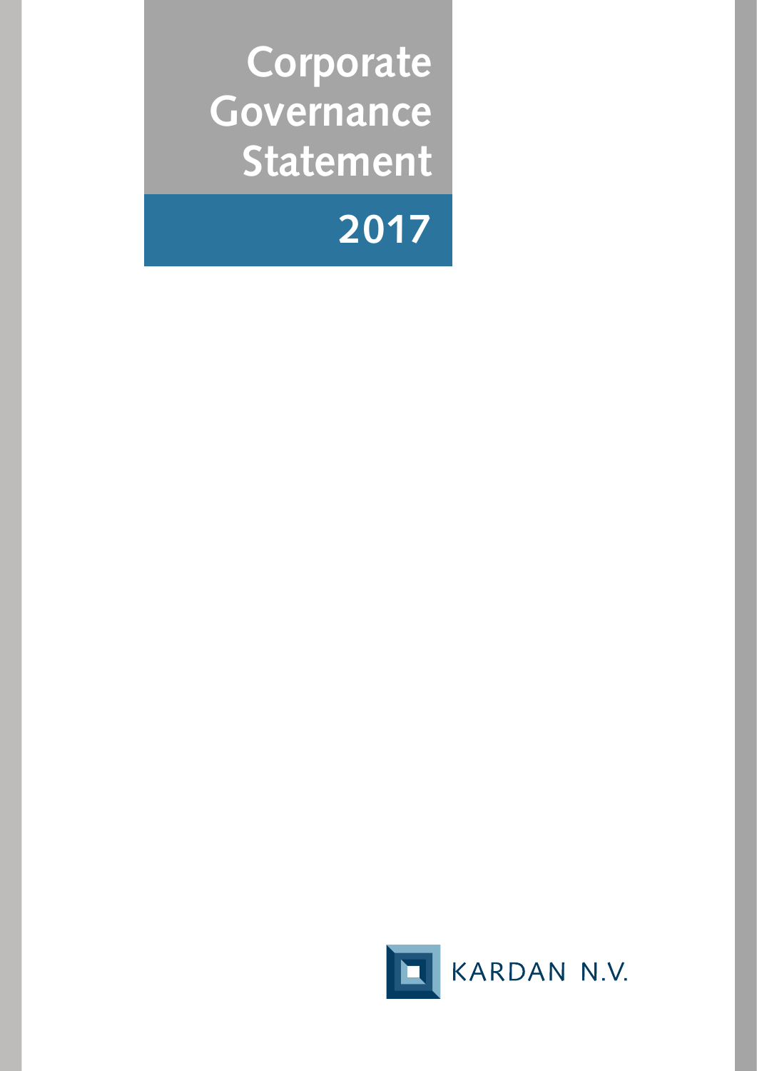# Corporate Governance Statement

## 2017

KARDAN N.V.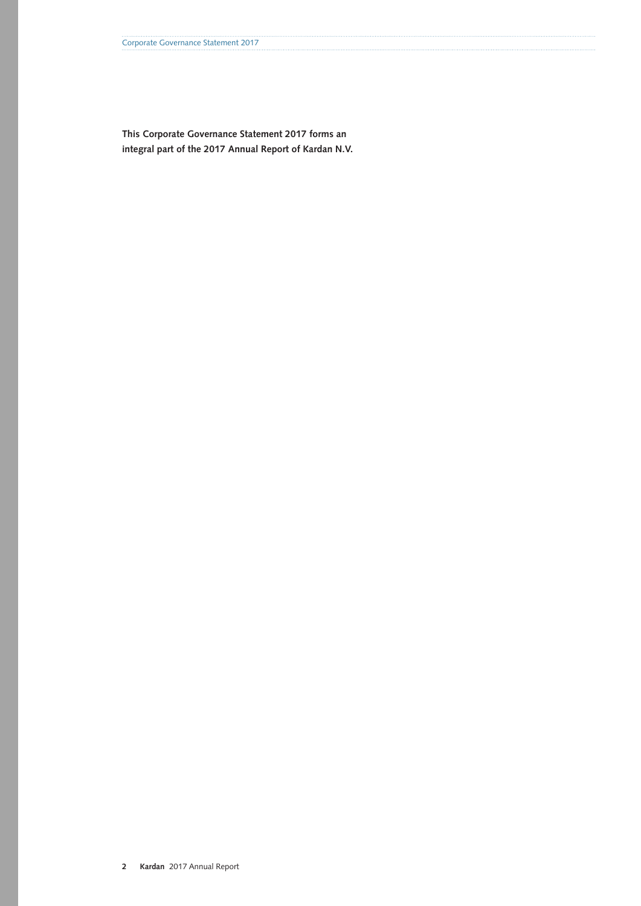**This Corporate Governance Statement 2017 forms an integral part of the 2017 Annual Report of Kardan N.V.**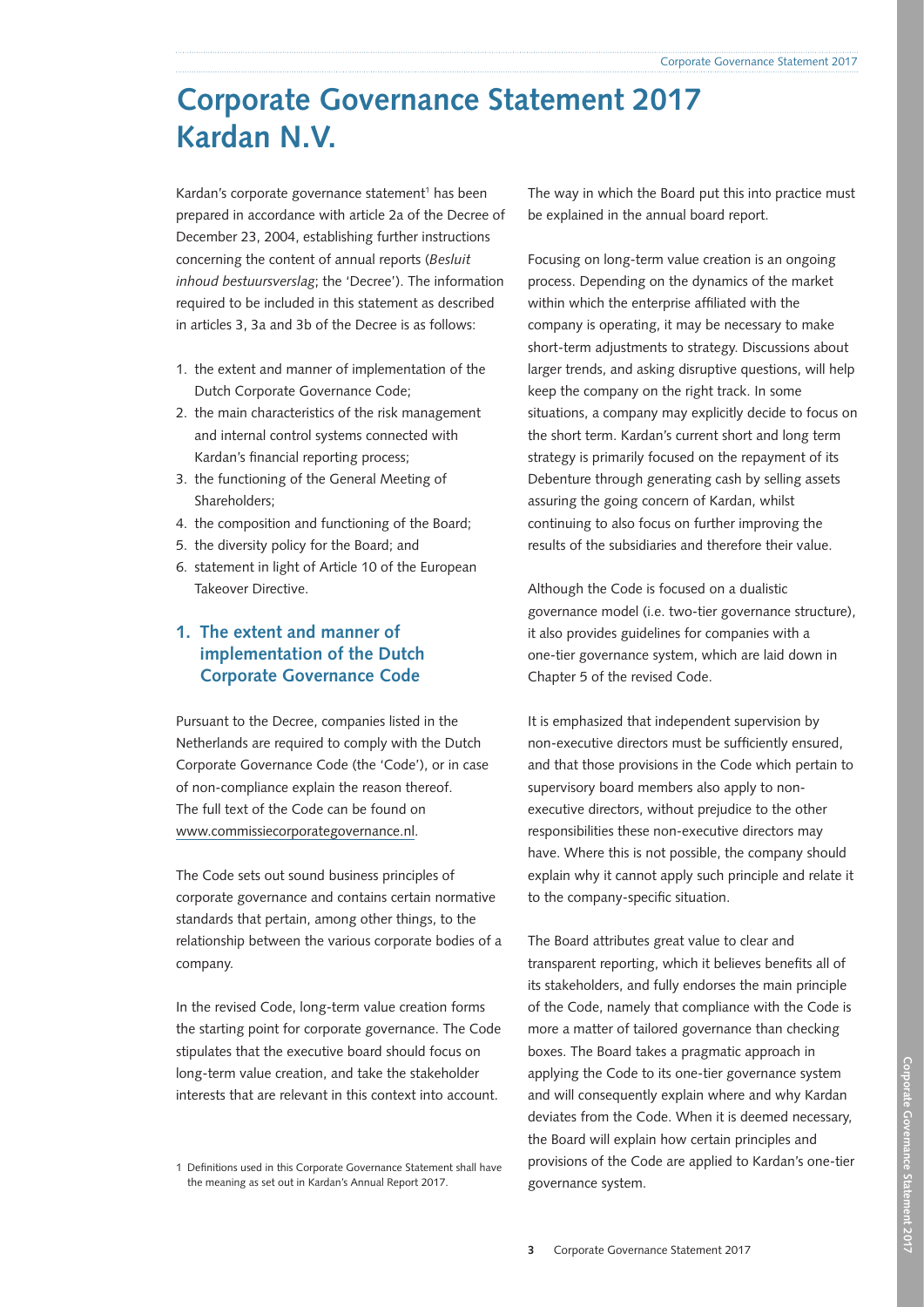# Corporate Governance Statement 2017 Kardan N.V.

Kardan's corporate governance statement[1] has been prepared in accordance with article 2a of the Decree of December 23, 2004, establishing further instructions concerning the content of annual reports (*Besluit inhoud bestuursverslag*; the 'Decree'). The information required to be included in this statement as described in articles 3, 3a and 3b of the Decree is as follows:

1. the extent and manner of implementation of the Dutch Corporate Governance Code;
2. the main characteristics of the risk management and internal control systems connected with Kardan's financial reporting process;
3. the functioning of the General Meeting of Shareholders;
4. the composition and functioning of the Board;
5. the diversity policy for the Board; and
6. statement in light of Article 10 of the European Takeover Directive.

## 1. The extent and manner of implementation of the Dutch Corporate Governance Code

Pursuant to the Decree, companies listed in the Netherlands are required to comply with the Dutch Corporate Governance Code (the 'Code'), or in case of non-compliance explain the reason thereof. The full text of the Code can be found on www.commissiecorporategovernance.nl.

The Code sets out sound business principles of corporate governance and contains certain normative standards that pertain, among other things, to the relationship between the various corporate bodies of a company.

In the revised Code, long-term value creation forms the starting point for corporate governance. The Code stipulates that the executive board should focus on long-term value creation, and take the stakeholder interests that are relevant in this context into account. The way in which the Board put this into practice must be explained in the annual board report.

Focusing on long-term value creation is an ongoing process. Depending on the dynamics of the market within which the enterprise affiliated with the company is operating, it may be necessary to make short-term adjustments to strategy. Discussions about larger trends, and asking disruptive questions, will help keep the company on the right track. In some situations, a company may explicitly decide to focus on the short term. Kardan's current short and long term strategy is primarily focused on the repayment of its Debenture through generating cash by selling assets assuring the going concern of Kardan, whilst continuing to also focus on further improving the results of the subsidiaries and therefore their value.

Although the Code is focused on a dualistic governance model (i.e. two-tier governance structure), it also provides guidelines for companies with a one-tier governance system, which are laid down in Chapter 5 of the revised Code.

It is emphasized that independent supervision by non-executive directors must be sufficiently ensured, and that those provisions in the Code which pertain to supervisory board members also apply to non-executive directors, without prejudice to the other responsibilities these non-executive directors may have. Where this is not possible, the company should explain why it cannot apply such principle and relate it to the company-specific situation.

The Board attributes great value to clear and transparent reporting, which it believes benefits all of its stakeholders, and fully endorses the main principle of the Code, namely that compliance with the Code is more a matter of tailored governance than checking boxes. The Board takes a pragmatic approach in applying the Code to its one-tier governance system and will consequently explain where and why Kardan deviates from the Code. When it is deemed necessary, the Board will explain how certain principles and provisions of the Code are applied to Kardan's one-tier governance system.

[1] Definitions used in this Corporate Governance Statement shall have the meaning as set out in Kardan's Annual Report 2017.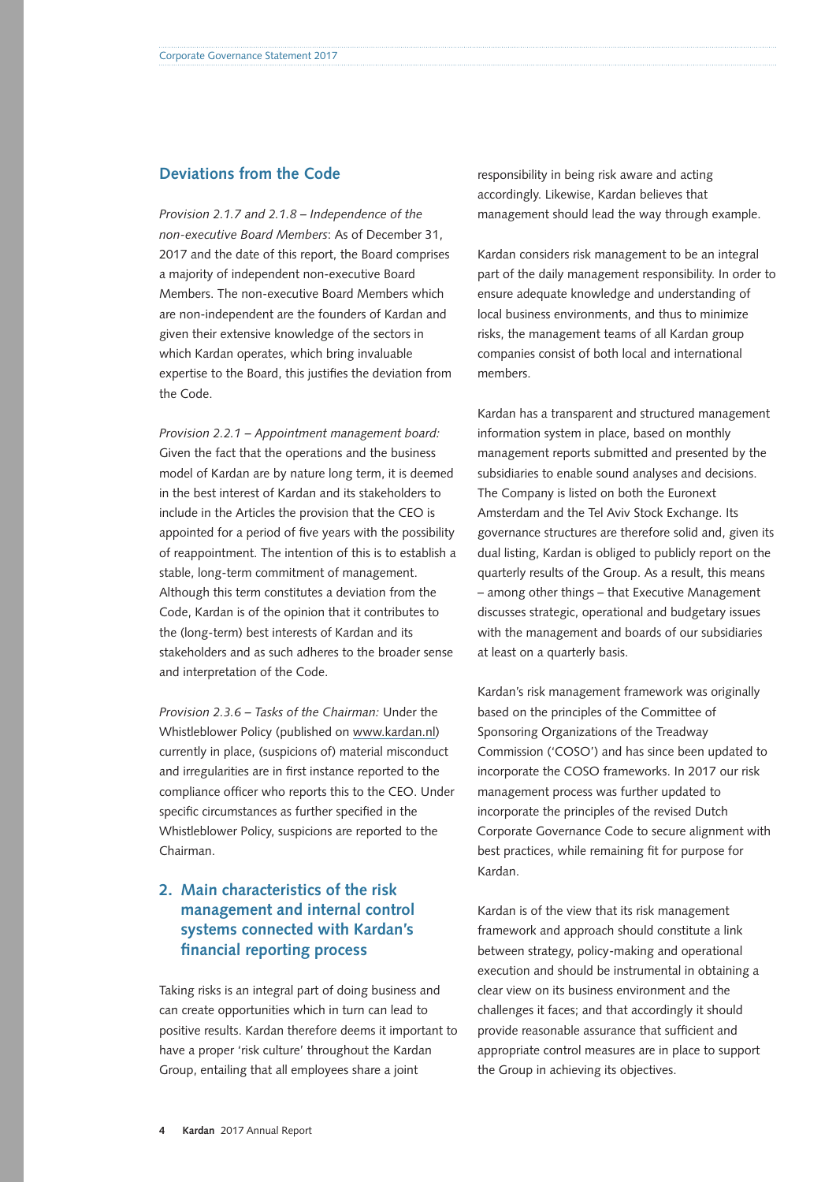## Deviations from the Code

*Provision 2.1.7 and 2.1.8 – Independence of the non-executive Board Members*: As of December 31, 2017 and the date of this report, the Board comprises a majority of independent non-executive Board Members. The non-executive Board Members which are non-independent are the founders of Kardan and given their extensive knowledge of the sectors in which Kardan operates, which bring invaluable expertise to the Board, this justifies the deviation from the Code.

*Provision 2.2.1 – Appointment management board:* Given the fact that the operations and the business model of Kardan are by nature long term, it is deemed in the best interest of Kardan and its stakeholders to include in the Articles the provision that the CEO is appointed for a period of five years with the possibility of reappointment. The intention of this is to establish a stable, long-term commitment of management. Although this term constitutes a deviation from the Code, Kardan is of the opinion that it contributes to the (long-term) best interests of Kardan and its stakeholders and as such adheres to the broader sense and interpretation of the Code.

*Provision 2.3.6 – Tasks of the Chairman:* Under the Whistleblower Policy (published on www.kardan.nl) currently in place, (suspicions of) material misconduct and irregularities are in first instance reported to the compliance officer who reports this to the CEO. Under specific circumstances as further specified in the Whistleblower Policy, suspicions are reported to the Chairman.

## 2. Main characteristics of the risk management and internal control systems connected with Kardan's financial reporting process

Taking risks is an integral part of doing business and can create opportunities which in turn can lead to positive results. Kardan therefore deems it important to have a proper 'risk culture' throughout the Kardan Group, entailing that all employees share a joint responsibility in being risk aware and acting accordingly. Likewise, Kardan believes that management should lead the way through example.

Kardan considers risk management to be an integral part of the daily management responsibility. In order to ensure adequate knowledge and understanding of local business environments, and thus to minimize risks, the management teams of all Kardan group companies consist of both local and international members.

Kardan has a transparent and structured management information system in place, based on monthly management reports submitted and presented by the subsidiaries to enable sound analyses and decisions. The Company is listed on both the Euronext Amsterdam and the Tel Aviv Stock Exchange. Its governance structures are therefore solid and, given its dual listing, Kardan is obliged to publicly report on the quarterly results of the Group. As a result, this means – among other things – that Executive Management discusses strategic, operational and budgetary issues with the management and boards of our subsidiaries at least on a quarterly basis.

Kardan's risk management framework was originally based on the principles of the Committee of Sponsoring Organizations of the Treadway Commission ('COSO') and has since been updated to incorporate the COSO frameworks. In 2017 our risk management process was further updated to incorporate the principles of the revised Dutch Corporate Governance Code to secure alignment with best practices, while remaining fit for purpose for Kardan.

Kardan is of the view that its risk management framework and approach should constitute a link between strategy, policy-making and operational execution and should be instrumental in obtaining a clear view on its business environment and the challenges it faces; and that accordingly it should provide reasonable assurance that sufficient and appropriate control measures are in place to support the Group in achieving its objectives.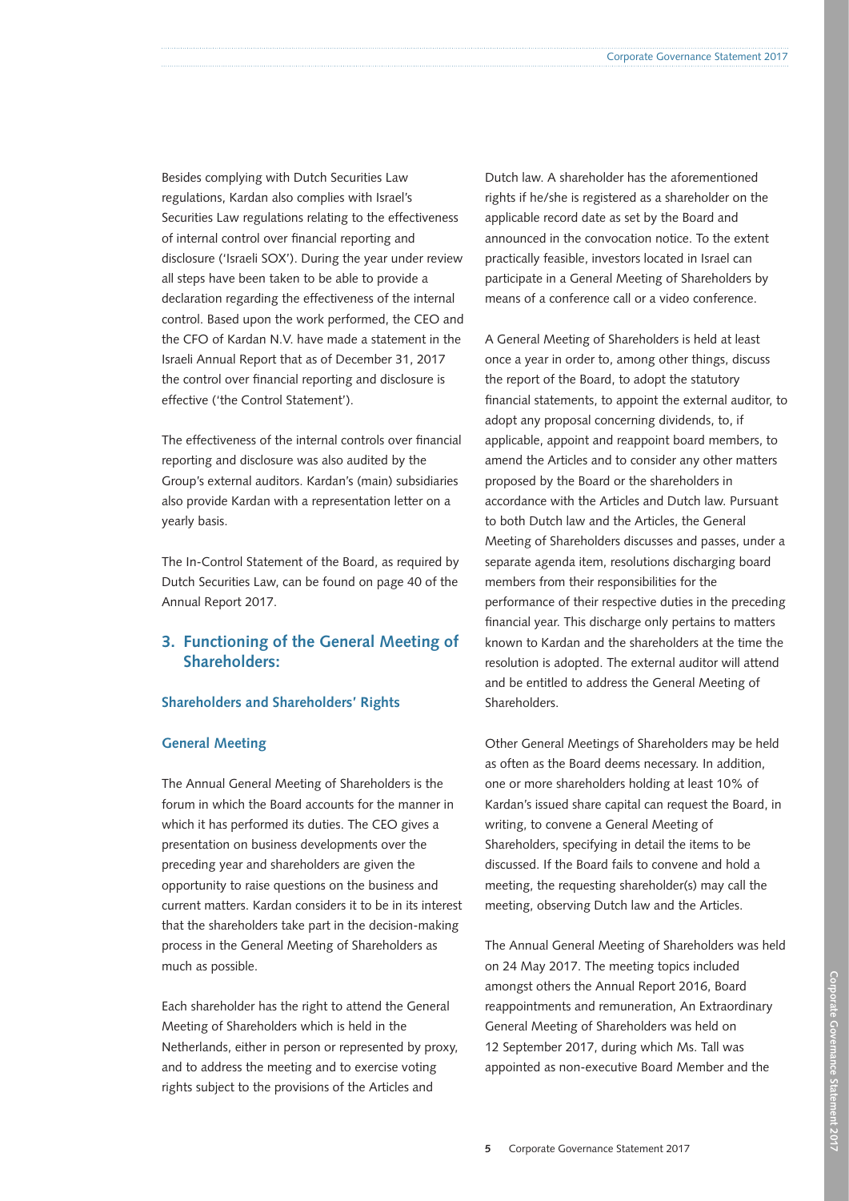Besides complying with Dutch Securities Law regulations, Kardan also complies with Israel's Securities Law regulations relating to the effectiveness of internal control over financial reporting and disclosure ('Israeli SOX'). During the year under review all steps have been taken to be able to provide a declaration regarding the effectiveness of the internal control. Based upon the work performed, the CEO and the CFO of Kardan N.V. have made a statement in the Israeli Annual Report that as of December 31, 2017 the control over financial reporting and disclosure is effective ('the Control Statement').

The effectiveness of the internal controls over financial reporting and disclosure was also audited by the Group's external auditors. Kardan's (main) subsidiaries also provide Kardan with a representation letter on a yearly basis.

The In-Control Statement of the Board, as required by Dutch Securities Law, can be found on page 40 of the Annual Report 2017.

## 3. Functioning of the General Meeting of Shareholders:

### Shareholders and Shareholders' Rights

### General Meeting

The Annual General Meeting of Shareholders is the forum in which the Board accounts for the manner in which it has performed its duties. The CEO gives a presentation on business developments over the preceding year and shareholders are given the opportunity to raise questions on the business and current matters. Kardan considers it to be in its interest that the shareholders take part in the decision-making process in the General Meeting of Shareholders as much as possible.

Each shareholder has the right to attend the General Meeting of Shareholders which is held in the Netherlands, either in person or represented by proxy, and to address the meeting and to exercise voting rights subject to the provisions of the Articles and Dutch law. A shareholder has the aforementioned rights if he/she is registered as a shareholder on the applicable record date as set by the Board and announced in the convocation notice. To the extent practically feasible, investors located in Israel can participate in a General Meeting of Shareholders by means of a conference call or a video conference.

A General Meeting of Shareholders is held at least once a year in order to, among other things, discuss the report of the Board, to adopt the statutory financial statements, to appoint the external auditor, to adopt any proposal concerning dividends, to, if applicable, appoint and reappoint board members, to amend the Articles and to consider any other matters proposed by the Board or the shareholders in accordance with the Articles and Dutch law. Pursuant to both Dutch law and the Articles, the General Meeting of Shareholders discusses and passes, under a separate agenda item, resolutions discharging board members from their responsibilities for the performance of their respective duties in the preceding financial year. This discharge only pertains to matters known to Kardan and the shareholders at the time the resolution is adopted. The external auditor will attend and be entitled to address the General Meeting of Shareholders.

Other General Meetings of Shareholders may be held as often as the Board deems necessary. In addition, one or more shareholders holding at least 10% of Kardan's issued share capital can request the Board, in writing, to convene a General Meeting of Shareholders, specifying in detail the items to be discussed. If the Board fails to convene and hold a meeting, the requesting shareholder(s) may call the meeting, observing Dutch law and the Articles.

The Annual General Meeting of Shareholders was held on 24 May 2017. The meeting topics included amongst others the Annual Report 2016, Board reappointments and remuneration, An Extraordinary General Meeting of Shareholders was held on 12 September 2017, during which Ms. Tall was appointed as non-executive Board Member and the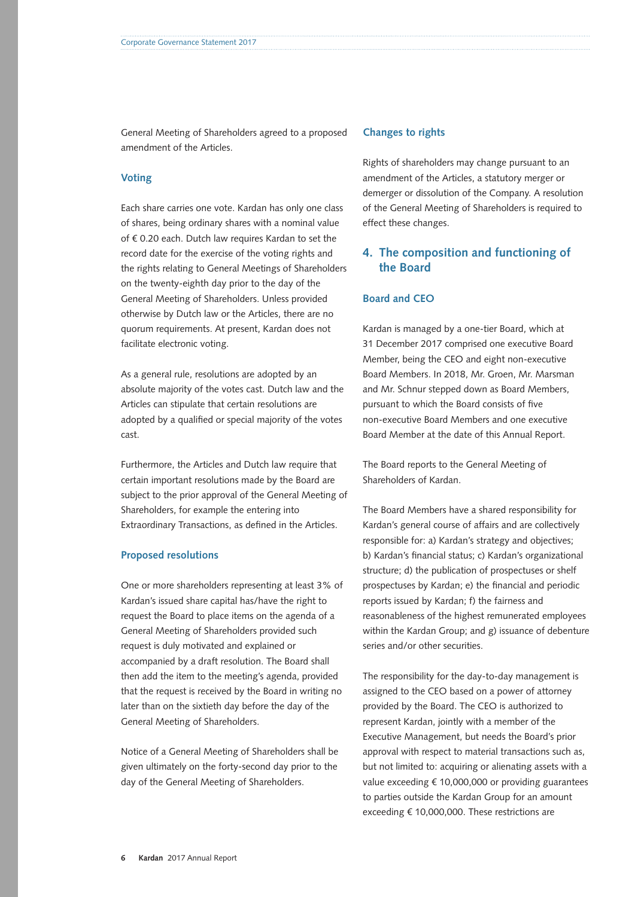General Meeting of Shareholders agreed to a proposed amendment of the Articles.

### Voting

Each share carries one vote. Kardan has only one class of shares, being ordinary shares with a nominal value of € 0.20 each. Dutch law requires Kardan to set the record date for the exercise of the voting rights and the rights relating to General Meetings of Shareholders on the twenty-eighth day prior to the day of the General Meeting of Shareholders. Unless provided otherwise by Dutch law or the Articles, there are no quorum requirements. At present, Kardan does not facilitate electronic voting.

As a general rule, resolutions are adopted by an absolute majority of the votes cast. Dutch law and the Articles can stipulate that certain resolutions are adopted by a qualified or special majority of the votes cast.

Furthermore, the Articles and Dutch law require that certain important resolutions made by the Board are subject to the prior approval of the General Meeting of Shareholders, for example the entering into Extraordinary Transactions, as defined in the Articles.

### Proposed resolutions

One or more shareholders representing at least 3% of Kardan's issued share capital has/have the right to request the Board to place items on the agenda of a General Meeting of Shareholders provided such request is duly motivated and explained or accompanied by a draft resolution. The Board shall then add the item to the meeting's agenda, provided that the request is received by the Board in writing no later than on the sixtieth day before the day of the General Meeting of Shareholders.

Notice of a General Meeting of Shareholders shall be given ultimately on the forty-second day prior to the day of the General Meeting of Shareholders.

### Changes to rights

Rights of shareholders may change pursuant to an amendment of the Articles, a statutory merger or demerger or dissolution of the Company. A resolution of the General Meeting of Shareholders is required to effect these changes.

## 4. The composition and functioning of the Board

### Board and CEO

Kardan is managed by a one-tier Board, which at 31 December 2017 comprised one executive Board Member, being the CEO and eight non-executive Board Members. In 2018, Mr. Groen, Mr. Marsman and Mr. Schnur stepped down as Board Members, pursuant to which the Board consists of five non-executive Board Members and one executive Board Member at the date of this Annual Report.

The Board reports to the General Meeting of Shareholders of Kardan.

The Board Members have a shared responsibility for Kardan's general course of affairs and are collectively responsible for: a) Kardan's strategy and objectives; b) Kardan's financial status; c) Kardan's organizational structure; d) the publication of prospectuses or shelf prospectuses by Kardan; e) the financial and periodic reports issued by Kardan; f) the fairness and reasonableness of the highest remunerated employees within the Kardan Group; and g) issuance of debenture series and/or other securities.

The responsibility for the day-to-day management is assigned to the CEO based on a power of attorney provided by the Board. The CEO is authorized to represent Kardan, jointly with a member of the Executive Management, but needs the Board's prior approval with respect to material transactions such as, but not limited to: acquiring or alienating assets with a value exceeding € 10,000,000 or providing guarantees to parties outside the Kardan Group for an amount exceeding € 10,000,000. These restrictions are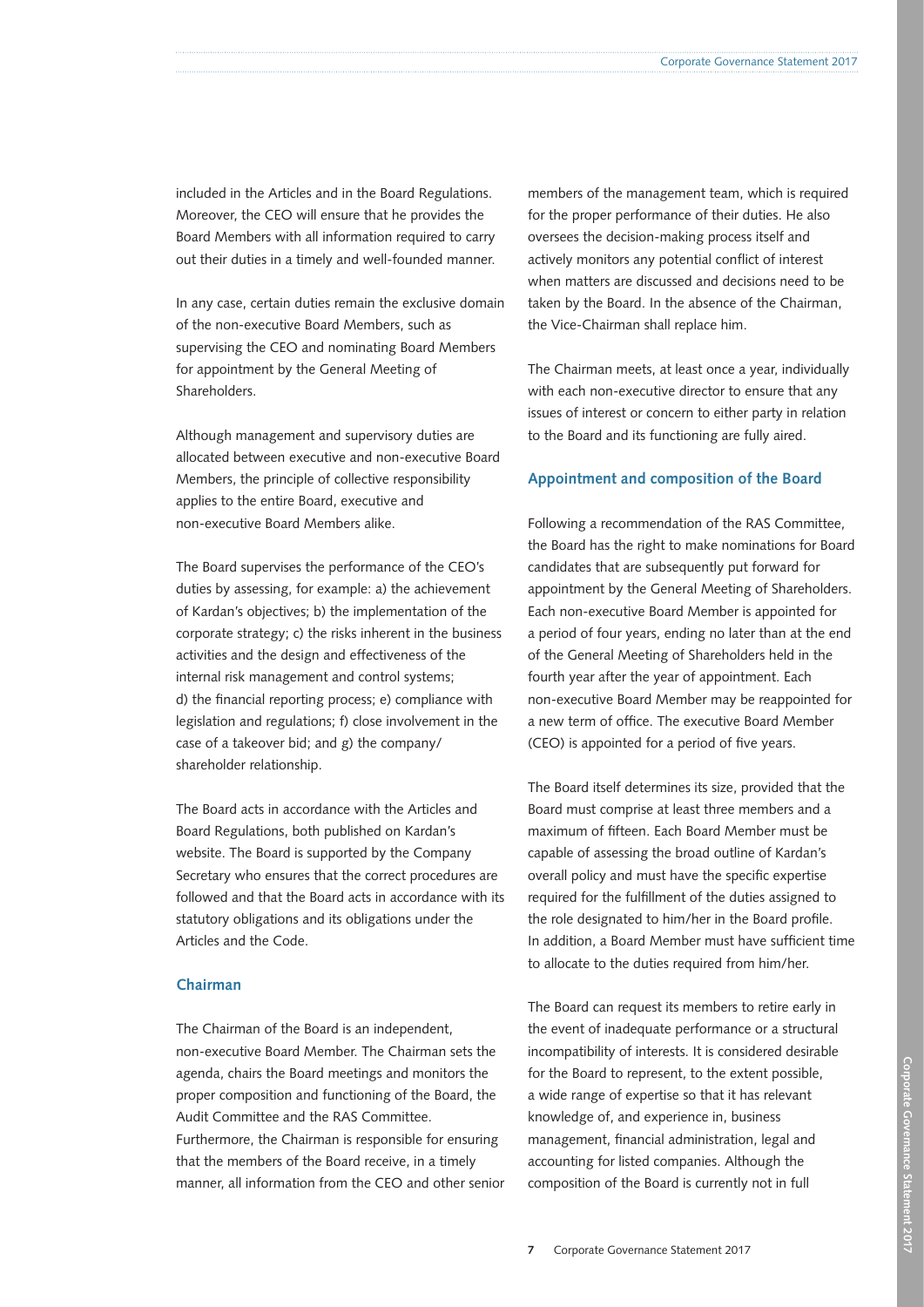included in the Articles and in the Board Regulations. Moreover, the CEO will ensure that he provides the Board Members with all information required to carry out their duties in a timely and well-founded manner.

In any case, certain duties remain the exclusive domain of the non-executive Board Members, such as supervising the CEO and nominating Board Members for appointment by the General Meeting of Shareholders.

Although management and supervisory duties are allocated between executive and non-executive Board Members, the principle of collective responsibility applies to the entire Board, executive and non-executive Board Members alike.

The Board supervises the performance of the CEO's duties by assessing, for example: a) the achievement of Kardan's objectives; b) the implementation of the corporate strategy; c) the risks inherent in the business activities and the design and effectiveness of the internal risk management and control systems; d) the financial reporting process; e) compliance with legislation and regulations; f) close involvement in the case of a takeover bid; and g) the company/shareholder relationship.

The Board acts in accordance with the Articles and Board Regulations, both published on Kardan's website. The Board is supported by the Company Secretary who ensures that the correct procedures are followed and that the Board acts in accordance with its statutory obligations and its obligations under the Articles and the Code.

## Chairman

The Chairman of the Board is an independent, non-executive Board Member. The Chairman sets the agenda, chairs the Board meetings and monitors the proper composition and functioning of the Board, the Audit Committee and the RAS Committee. Furthermore, the Chairman is responsible for ensuring that the members of the Board receive, in a timely manner, all information from the CEO and other senior members of the management team, which is required for the proper performance of their duties. He also oversees the decision-making process itself and actively monitors any potential conflict of interest when matters are discussed and decisions need to be taken by the Board. In the absence of the Chairman, the Vice-Chairman shall replace him.

The Chairman meets, at least once a year, individually with each non-executive director to ensure that any issues of interest or concern to either party in relation to the Board and its functioning are fully aired.

## Appointment and composition of the Board

Following a recommendation of the RAS Committee, the Board has the right to make nominations for Board candidates that are subsequently put forward for appointment by the General Meeting of Shareholders. Each non-executive Board Member is appointed for a period of four years, ending no later than at the end of the General Meeting of Shareholders held in the fourth year after the year of appointment. Each non-executive Board Member may be reappointed for a new term of office. The executive Board Member (CEO) is appointed for a period of five years.

The Board itself determines its size, provided that the Board must comprise at least three members and a maximum of fifteen. Each Board Member must be capable of assessing the broad outline of Kardan's overall policy and must have the specific expertise required for the fulfillment of the duties assigned to the role designated to him/her in the Board profile. In addition, a Board Member must have sufficient time to allocate to the duties required from him/her.

The Board can request its members to retire early in the event of inadequate performance or a structural incompatibility of interests. It is considered desirable for the Board to represent, to the extent possible, a wide range of expertise so that it has relevant knowledge of, and experience in, business management, financial administration, legal and accounting for listed companies. Although the composition of the Board is currently not in full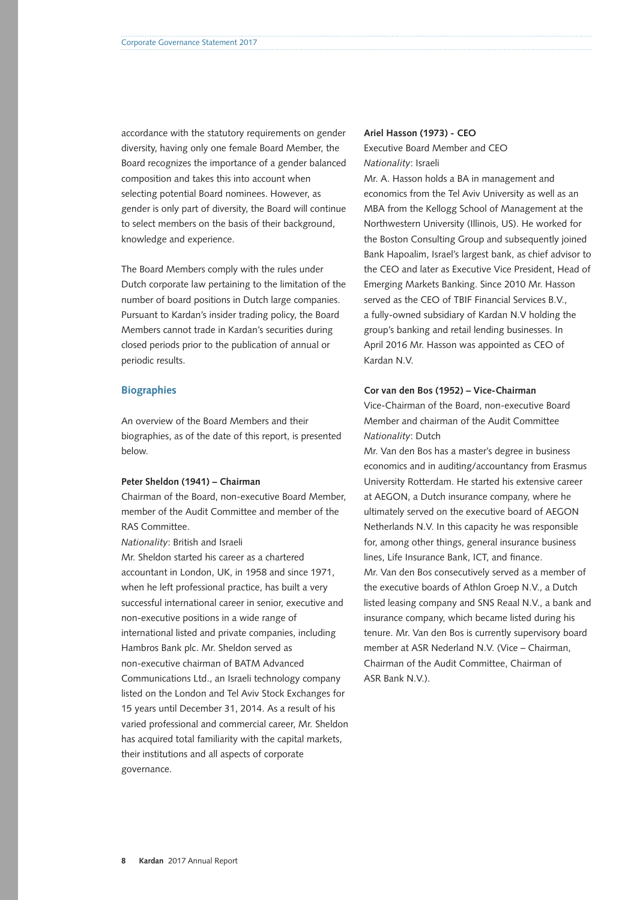accordance with the statutory requirements on gender diversity, having only one female Board Member, the Board recognizes the importance of a gender balanced composition and takes this into account when selecting potential Board nominees. However, as gender is only part of diversity, the Board will continue to select members on the basis of their background, knowledge and experience.

The Board Members comply with the rules under Dutch corporate law pertaining to the limitation of the number of board positions in Dutch large companies. Pursuant to Kardan's insider trading policy, the Board Members cannot trade in Kardan's securities during closed periods prior to the publication of annual or periodic results.

## Biographies

An overview of the Board Members and their biographies, as of the date of this report, is presented below.

**Peter Sheldon (1941) – Chairman**
Chairman of the Board, non-executive Board Member, member of the Audit Committee and member of the RAS Committee.
*Nationality*: British and Israeli
Mr. Sheldon started his career as a chartered accountant in London, UK, in 1958 and since 1971, when he left professional practice, has built a very successful international career in senior, executive and non-executive positions in a wide range of international listed and private companies, including Hambros Bank plc. Mr. Sheldon served as non-executive chairman of BATM Advanced Communications Ltd., an Israeli technology company listed on the London and Tel Aviv Stock Exchanges for 15 years until December 31, 2014. As a result of his varied professional and commercial career, Mr. Sheldon has acquired total familiarity with the capital markets, their institutions and all aspects of corporate governance.

**Ariel Hasson (1973) - CEO**
Executive Board Member and CEO
*Nationality*: Israeli
Mr. A. Hasson holds a BA in management and economics from the Tel Aviv University as well as an MBA from the Kellogg School of Management at the Northwestern University (Illinois, US). He worked for the Boston Consulting Group and subsequently joined Bank Hapoalim, Israel's largest bank, as chief advisor to the CEO and later as Executive Vice President, Head of Emerging Markets Banking. Since 2010 Mr. Hasson served as the CEO of TBIF Financial Services B.V., a fully-owned subsidiary of Kardan N.V holding the group's banking and retail lending businesses. In April 2016 Mr. Hasson was appointed as CEO of Kardan N.V.

**Cor van den Bos (1952) – Vice-Chairman**
Vice-Chairman of the Board, non-executive Board Member and chairman of the Audit Committee
*Nationality*: Dutch
Mr. Van den Bos has a master's degree in business economics and in auditing/accountancy from Erasmus University Rotterdam. He started his extensive career at AEGON, a Dutch insurance company, where he ultimately served on the executive board of AEGON Netherlands N.V. In this capacity he was responsible for, among other things, general insurance business lines, Life Insurance Bank, ICT, and finance.
Mr. Van den Bos consecutively served as a member of the executive boards of Athlon Groep N.V., a Dutch listed leasing company and SNS Reaal N.V., a bank and insurance company, which became listed during his tenure. Mr. Van den Bos is currently supervisory board member at ASR Nederland N.V. (Vice – Chairman, Chairman of the Audit Committee, Chairman of ASR Bank N.V.).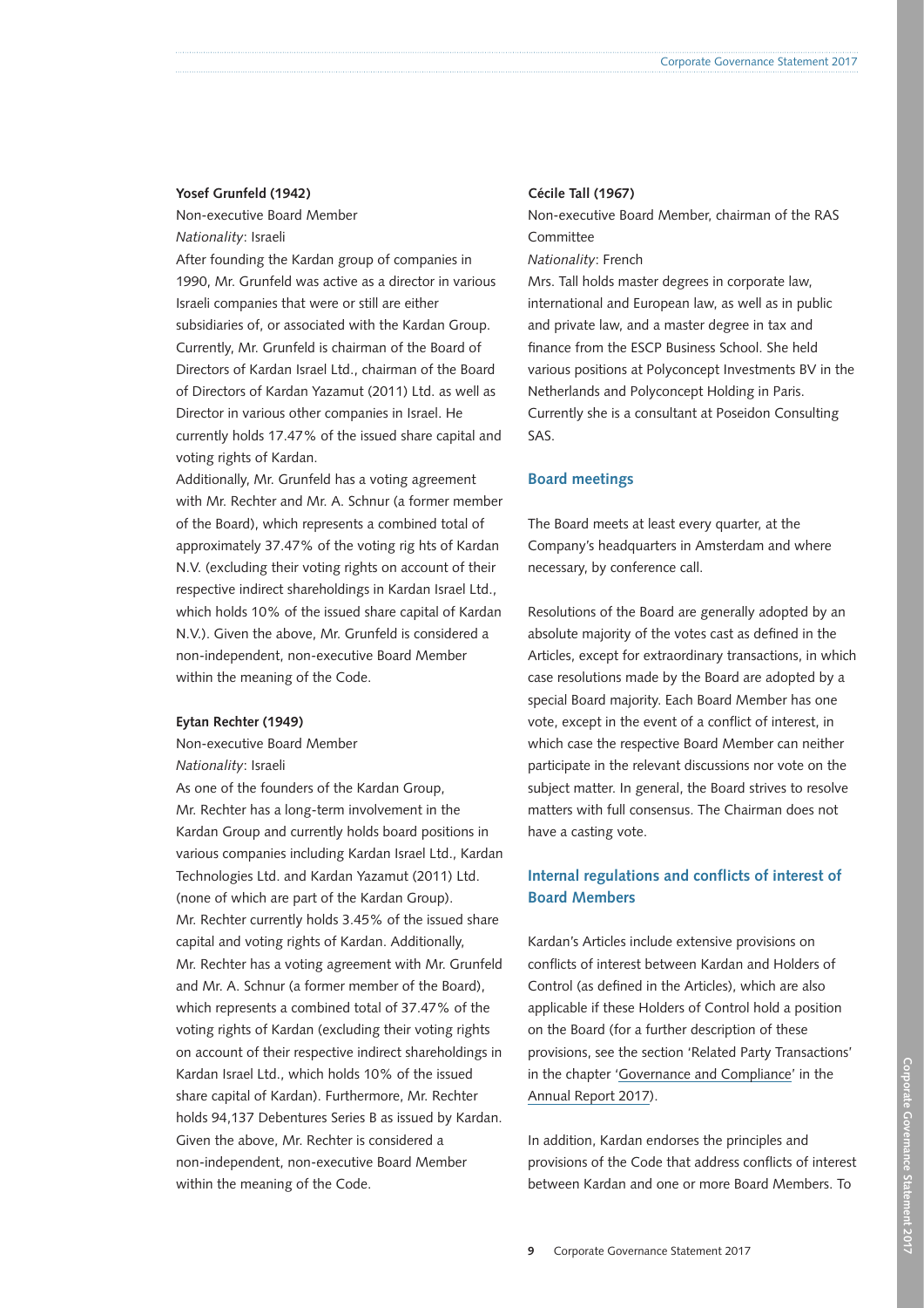**Yosef Grunfeld (1942)**

Non-executive Board Member

*Nationality*: Israeli

After founding the Kardan group of companies in 1990, Mr. Grunfeld was active as a director in various Israeli companies that were or still are either subsidiaries of, or associated with the Kardan Group. Currently, Mr. Grunfeld is chairman of the Board of Directors of Kardan Israel Ltd., chairman of the Board of Directors of Kardan Yazamut (2011) Ltd. as well as Director in various other companies in Israel. He currently holds 17.47% of the issued share capital and voting rights of Kardan.

Additionally, Mr. Grunfeld has a voting agreement with Mr. Rechter and Mr. A. Schnur (a former member of the Board), which represents a combined total of approximately 37.47% of the voting rig hts of Kardan N.V. (excluding their voting rights on account of their respective indirect shareholdings in Kardan Israel Ltd., which holds 10% of the issued share capital of Kardan N.V.). Given the above, Mr. Grunfeld is considered a non-independent, non-executive Board Member within the meaning of the Code.

**Eytan Rechter (1949)**

Non-executive Board Member

*Nationality*: Israeli

As one of the founders of the Kardan Group, Mr. Rechter has a long-term involvement in the Kardan Group and currently holds board positions in various companies including Kardan Israel Ltd., Kardan Technologies Ltd. and Kardan Yazamut (2011) Ltd. (none of which are part of the Kardan Group).

Mr. Rechter currently holds 3.45% of the issued share capital and voting rights of Kardan. Additionally, Mr. Rechter has a voting agreement with Mr. Grunfeld and Mr. A. Schnur (a former member of the Board), which represents a combined total of 37.47% of the voting rights of Kardan (excluding their voting rights on account of their respective indirect shareholdings in Kardan Israel Ltd., which holds 10% of the issued share capital of Kardan). Furthermore, Mr. Rechter holds 94,137 Debentures Series B as issued by Kardan. Given the above, Mr. Rechter is considered a non-independent, non-executive Board Member within the meaning of the Code.

**Cécile Tall (1967)**

Non-executive Board Member, chairman of the RAS Committee

*Nationality*: French

Mrs. Tall holds master degrees in corporate law, international and European law, as well as in public and private law, and a master degree in tax and finance from the ESCP Business School. She held various positions at Polyconcept Investments BV in the Netherlands and Polyconcept Holding in Paris. Currently she is a consultant at Poseidon Consulting SAS.

## Board meetings

The Board meets at least every quarter, at the Company's headquarters in Amsterdam and where necessary, by conference call.

Resolutions of the Board are generally adopted by an absolute majority of the votes cast as defined in the Articles, except for extraordinary transactions, in which case resolutions made by the Board are adopted by a special Board majority. Each Board Member has one vote, except in the event of a conflict of interest, in which case the respective Board Member can neither participate in the relevant discussions nor vote on the subject matter. In general, the Board strives to resolve matters with full consensus. The Chairman does not have a casting vote.

## Internal regulations and conflicts of interest of Board Members

Kardan's Articles include extensive provisions on conflicts of interest between Kardan and Holders of Control (as defined in the Articles), which are also applicable if these Holders of Control hold a position on the Board (for a further description of these provisions, see the section 'Related Party Transactions' in the chapter 'Governance and Compliance' in the Annual Report 2017).

In addition, Kardan endorses the principles and provisions of the Code that address conflicts of interest between Kardan and one or more Board Members. To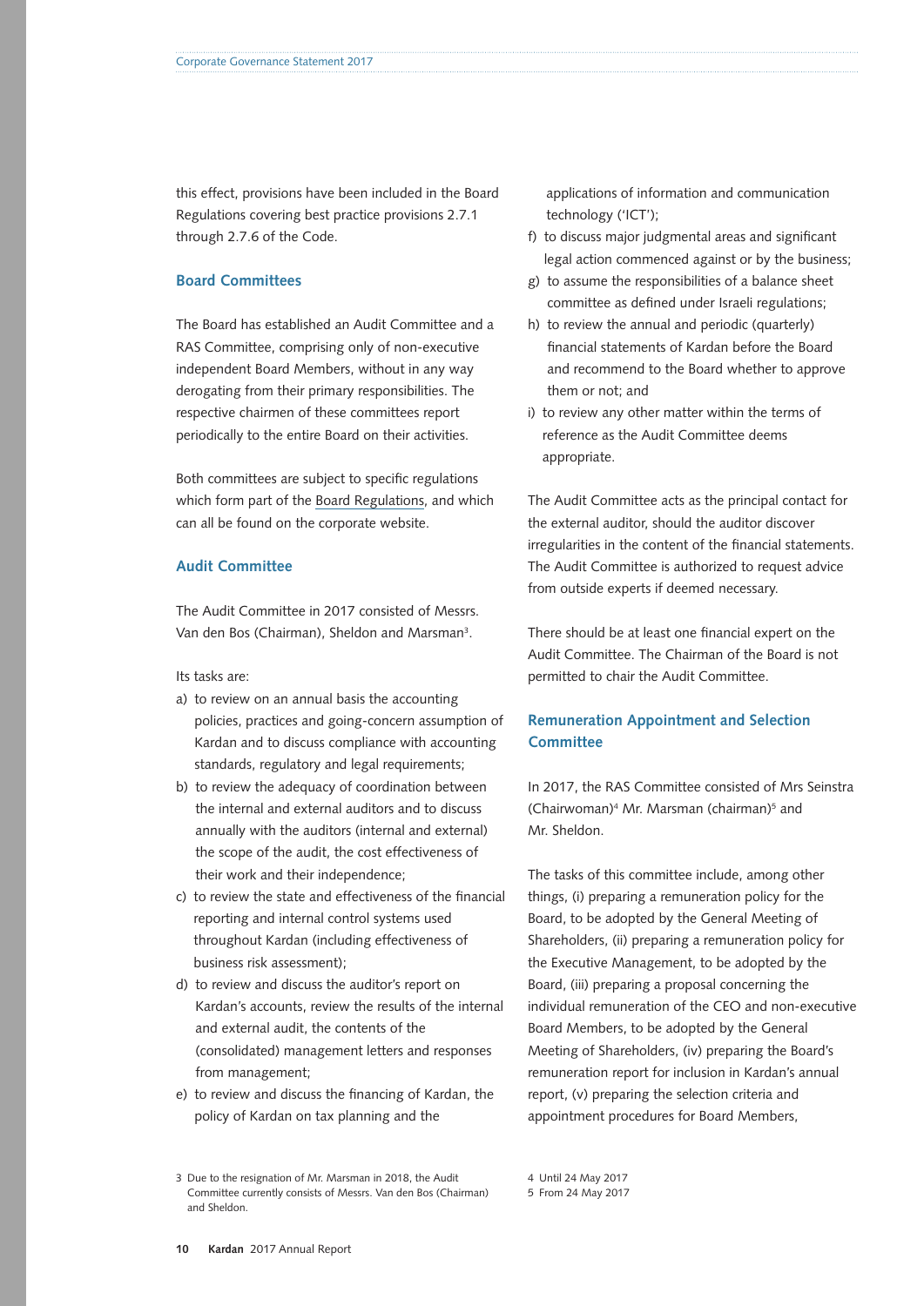this effect, provisions have been included in the Board Regulations covering best practice provisions 2.7.1 through 2.7.6 of the Code.

## Board Committees

The Board has established an Audit Committee and a RAS Committee, comprising only of non-executive independent Board Members, without in any way derogating from their primary responsibilities. The respective chairmen of these committees report periodically to the entire Board on their activities.

Both committees are subject to specific regulations which form part of the Board Regulations, and which can all be found on the corporate website.

## Audit Committee

The Audit Committee in 2017 consisted of Messrs. Van den Bos (Chairman), Sheldon and Marsman[3].

Its tasks are:

a) to review on an annual basis the accounting policies, practices and going-concern assumption of Kardan and to discuss compliance with accounting standards, regulatory and legal requirements;
b) to review the adequacy of coordination between the internal and external auditors and to discuss annually with the auditors (internal and external) the scope of the audit, the cost effectiveness of their work and their independence;
c) to review the state and effectiveness of the financial reporting and internal control systems used throughout Kardan (including effectiveness of business risk assessment);
d) to review and discuss the auditor's report on Kardan's accounts, review the results of the internal and external audit, the contents of the (consolidated) management letters and responses from management;
e) to review and discuss the financing of Kardan, the policy of Kardan on tax planning and the applications of information and communication technology ('ICT');
f) to discuss major judgmental areas and significant legal action commenced against or by the business;
g) to assume the responsibilities of a balance sheet committee as defined under Israeli regulations;
h) to review the annual and periodic (quarterly) financial statements of Kardan before the Board and recommend to the Board whether to approve them or not; and
i) to review any other matter within the terms of reference as the Audit Committee deems appropriate.

The Audit Committee acts as the principal contact for the external auditor, should the auditor discover irregularities in the content of the financial statements. The Audit Committee is authorized to request advice from outside experts if deemed necessary.

There should be at least one financial expert on the Audit Committee. The Chairman of the Board is not permitted to chair the Audit Committee.

## Remuneration Appointment and Selection Committee

In 2017, the RAS Committee consisted of Mrs Seinstra (Chairwoman)[4] Mr. Marsman (chairman)[5] and Mr. Sheldon.

The tasks of this committee include, among other things, (i) preparing a remuneration policy for the Board, to be adopted by the General Meeting of Shareholders, (ii) preparing a remuneration policy for the Executive Management, to be adopted by the Board, (iii) preparing a proposal concerning the individual remuneration of the CEO and non-executive Board Members, to be adopted by the General Meeting of Shareholders, (iv) preparing the Board's remuneration report for inclusion in Kardan's annual report, (v) preparing the selection criteria and appointment procedures for Board Members,

3 Due to the resignation of Mr. Marsman in 2018, the Audit Committee currently consists of Messrs. Van den Bos (Chairman) and Sheldon.

4 Until 24 May 2017

5 From 24 May 2017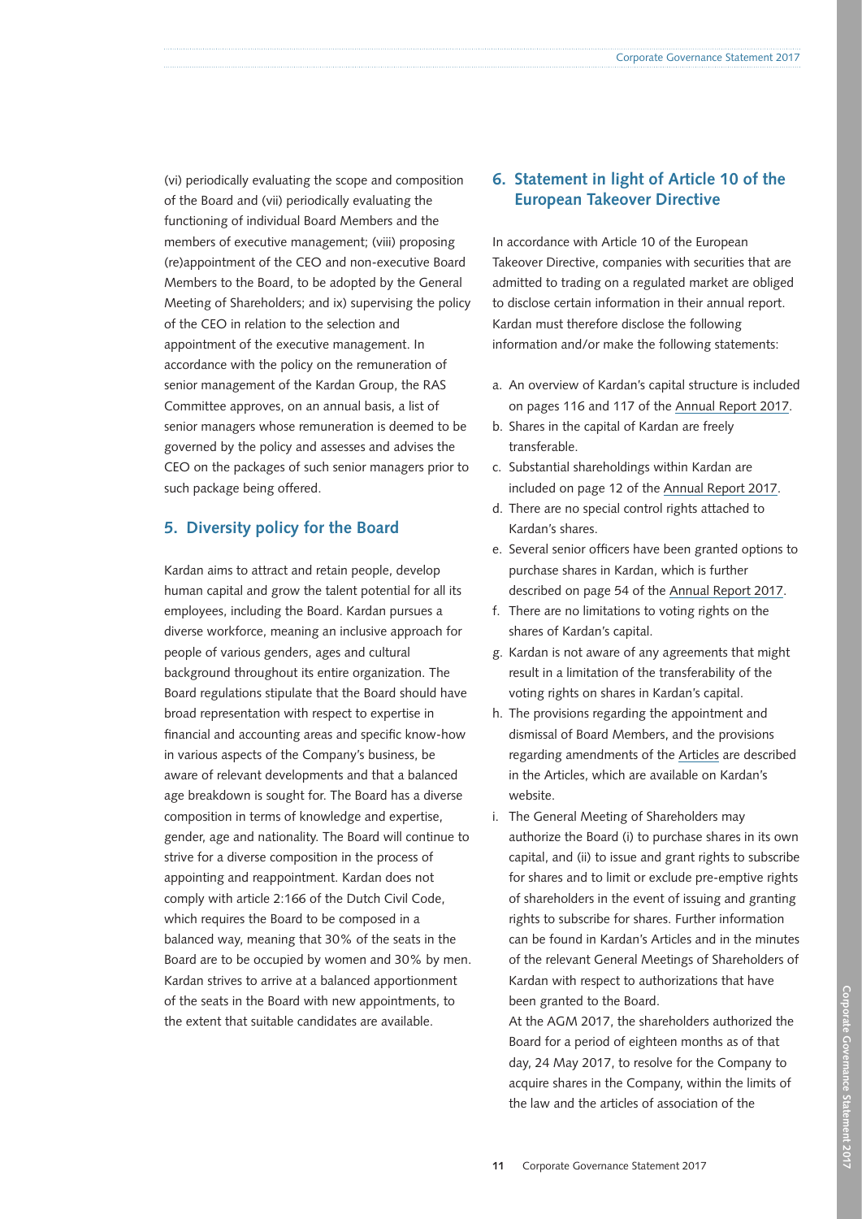(vi) periodically evaluating the scope and composition of the Board and (vii) periodically evaluating the functioning of individual Board Members and the members of executive management; (viii) proposing (re)appointment of the CEO and non-executive Board Members to the Board, to be adopted by the General Meeting of Shareholders; and ix) supervising the policy of the CEO in relation to the selection and appointment of the executive management. In accordance with the policy on the remuneration of senior management of the Kardan Group, the RAS Committee approves, on an annual basis, a list of senior managers whose remuneration is deemed to be governed by the policy and assesses and advises the CEO on the packages of such senior managers prior to such package being offered.

## 5. Diversity policy for the Board

Kardan aims to attract and retain people, develop human capital and grow the talent potential for all its employees, including the Board. Kardan pursues a diverse workforce, meaning an inclusive approach for people of various genders, ages and cultural background throughout its entire organization. The Board regulations stipulate that the Board should have broad representation with respect to expertise in financial and accounting areas and specific know-how in various aspects of the Company's business, be aware of relevant developments and that a balanced age breakdown is sought for. The Board has a diverse composition in terms of knowledge and expertise, gender, age and nationality. The Board will continue to strive for a diverse composition in the process of appointing and reappointment. Kardan does not comply with article 2:166 of the Dutch Civil Code, which requires the Board to be composed in a balanced way, meaning that 30% of the seats in the Board are to be occupied by women and 30% by men. Kardan strives to arrive at a balanced apportionment of the seats in the Board with new appointments, to the extent that suitable candidates are available.

## 6. Statement in light of Article 10 of the European Takeover Directive

In accordance with Article 10 of the European Takeover Directive, companies with securities that are admitted to trading on a regulated market are obliged to disclose certain information in their annual report. Kardan must therefore disclose the following information and/or make the following statements:

a. An overview of Kardan's capital structure is included on pages 116 and 117 of the Annual Report 2017.
b. Shares in the capital of Kardan are freely transferable.
c. Substantial shareholdings within Kardan are included on page 12 of the Annual Report 2017.
d. There are no special control rights attached to Kardan's shares.
e. Several senior officers have been granted options to purchase shares in Kardan, which is further described on page 54 of the Annual Report 2017.
f. There are no limitations to voting rights on the shares of Kardan's capital.
g. Kardan is not aware of any agreements that might result in a limitation of the transferability of the voting rights on shares in Kardan's capital.
h. The provisions regarding the appointment and dismissal of Board Members, and the provisions regarding amendments of the Articles are described in the Articles, which are available on Kardan's website.
i. The General Meeting of Shareholders may authorize the Board (i) to purchase shares in its own capital, and (ii) to issue and grant rights to subscribe for shares and to limit or exclude pre-emptive rights of shareholders in the event of issuing and granting rights to subscribe for shares. Further information can be found in Kardan's Articles and in the minutes of the relevant General Meetings of Shareholders of Kardan with respect to authorizations that have been granted to the Board.
   At the AGM 2017, the shareholders authorized the Board for a period of eighteen months as of that day, 24 May 2017, to resolve for the Company to acquire shares in the Company, within the limits of the law and the articles of association of the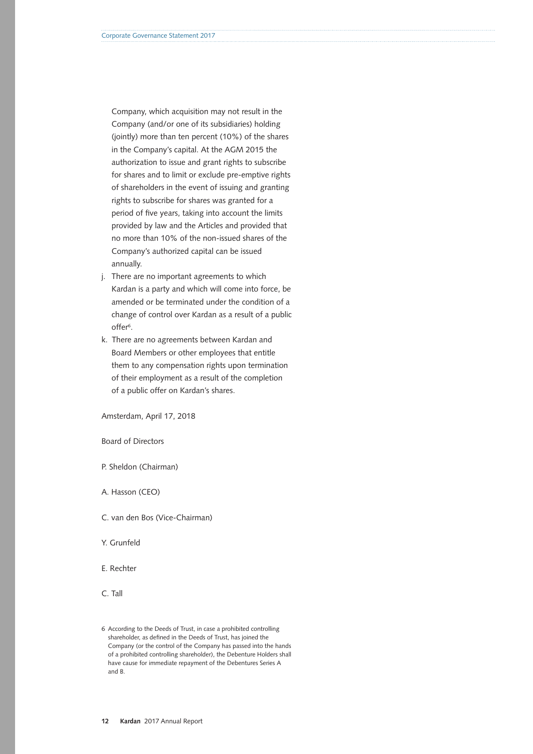Company, which acquisition may not result in the Company (and/or one of its subsidiaries) holding (jointly) more than ten percent (10%) of the shares in the Company's capital. At the AGM 2015 the authorization to issue and grant rights to subscribe for shares and to limit or exclude pre-emptive rights of shareholders in the event of issuing and granting rights to subscribe for shares was granted for a period of five years, taking into account the limits provided by law and the Articles and provided that no more than 10% of the non-issued shares of the Company's authorized capital can be issued annually.

j. There are no important agreements to which Kardan is a party and which will come into force, be amended or be terminated under the condition of a change of control over Kardan as a result of a public offer[6].
k. There are no agreements between Kardan and Board Members or other employees that entitle them to any compensation rights upon termination of their employment as a result of the completion of a public offer on Kardan's shares.

Amsterdam, April 17, 2018

Board of Directors

P. Sheldon (Chairman)

A. Hasson (CEO)

C. van den Bos (Vice-Chairman)

Y. Grunfeld

E. Rechter

C. Tall

6 According to the Deeds of Trust, in case a prohibited controlling shareholder, as defined in the Deeds of Trust, has joined the Company (or the control of the Company has passed into the hands of a prohibited controlling shareholder), the Debenture Holders shall have cause for immediate repayment of the Debentures Series A and B.